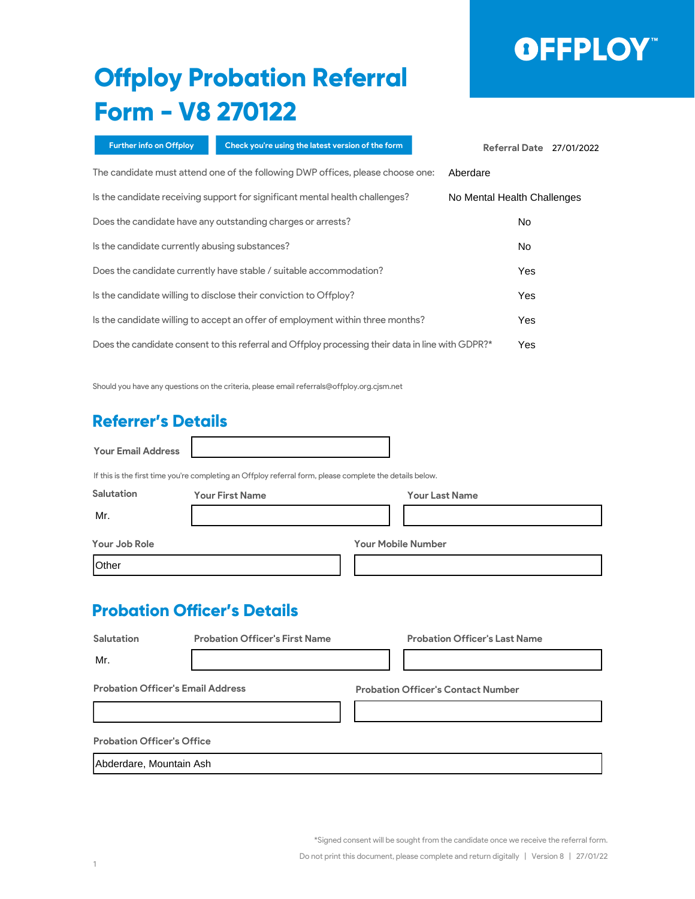OFFPLOY™

# Offploy Probation Referral Form - V8 270122

Further info on Offploy | Check you're using the latest version of the form

**Referral Date** 27/01/2022

| | |
|---|---|
| The candidate must attend one of the following DWP offices, please choose one: | Aberdare |
| Is the candidate receiving support for significant mental health challenges? | No Mental Health Challenges |
| Does the candidate have any outstanding charges or arrests? | No |
| Is the candidate currently abusing substances? | No |
| Does the candidate currently have stable / suitable accommodation? | Yes |
| Is the candidate willing to disclose their conviction to Offploy? | Yes |
| Is the candidate willing to accept an offer of employment within three months? | Yes |
| Does the candidate consent to this referral and Offploy processing their data in line with GDPR?* | Yes |

Should you have any questions on the criteria, please email referrals@offploy.org.cjsm.net

## Referrer's Details

**Your Email Address**

If this is the first time you're completing an Offploy referral form, please complete the details below.

| Salutation | Your First Name | Your Last Name |
|---|---|---|
| Mr. | | |

| Your Job Role | Your Mobile Number |
|---|---|
| Other | |

## Probation Officer's Details

| Salutation | Probation Officer's First Name | Probation Officer's Last Name |
|---|---|---|
| Mr. | | |

| Probation Officer's Email Address | Probation Officer's Contact Number |
|---|---|
| | |

**Probation Officer's Office**

Abderdare, Mountain Ash

*Signed consent will be sought from the candidate once we receive the referral form.

Do not print this document, please complete and return digitally | Version 8 | 27/01/22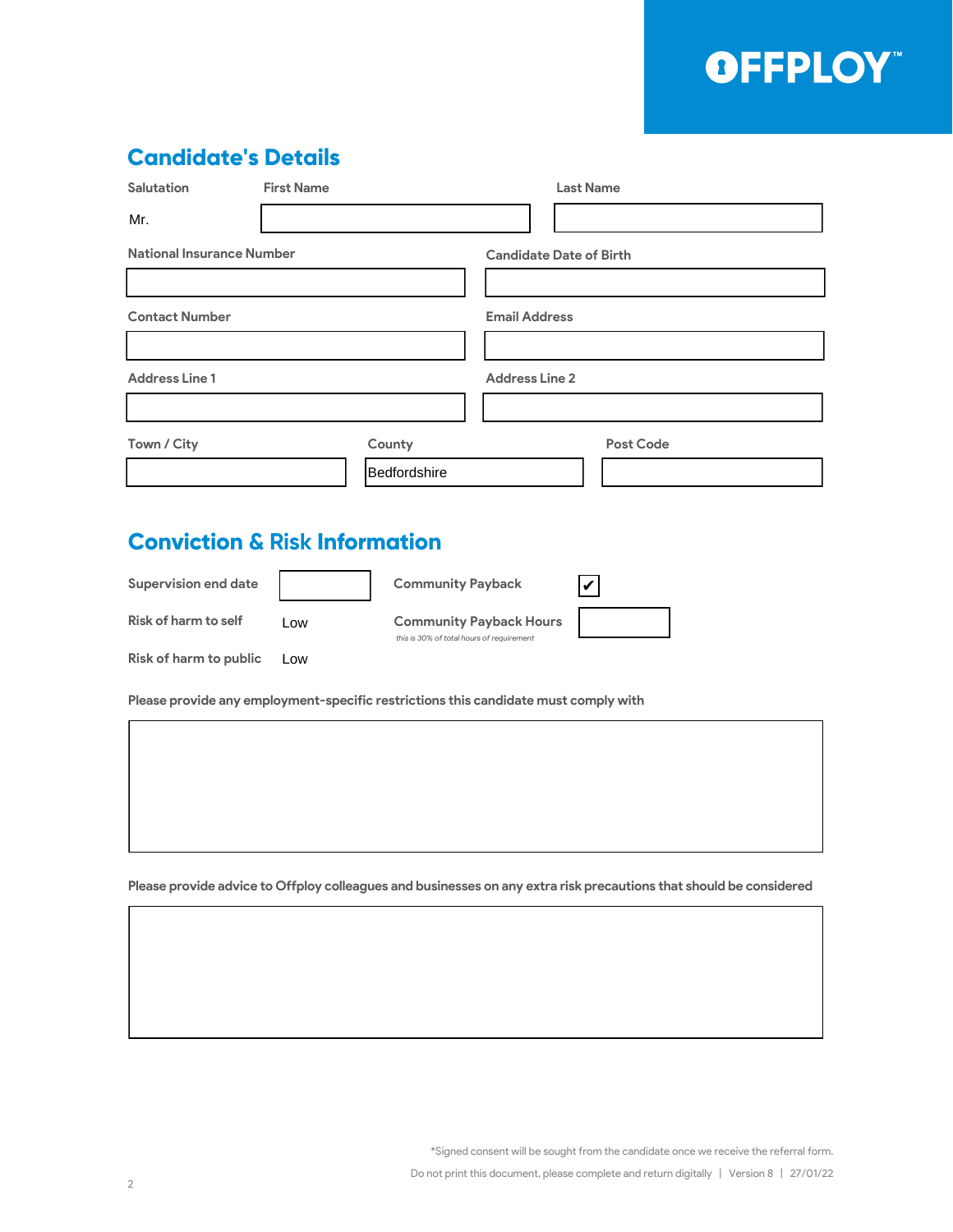OFFPLOY™

## Candidate's Details

| Salutation | First Name | Last Name |
|---|---|---|
| Mr. | | |

| National Insurance Number | Candidate Date of Birth |
|---|---|
| | |

| Contact Number | Email Address |
|---|---|
| | |

| Address Line 1 | Address Line 2 |
|---|---|
| | |

| Town / City | County | Post Code |
|---|---|---|
| | Bedfordshire | |

## Conviction & Risk Information

| | | | |
|---|---|---|---|
| Supervision end date | | Community Payback | ✔ |
| Risk of harm to self | Low | Community Payback Hours<br>*this is 30% of total hours of requirement* | |
| Risk of harm to public | Low | | |

**Please provide any employment-specific restrictions this candidate must comply with**

**Please provide advice to Offploy colleagues and businesses on any extra risk precautions that should be considered**

*Signed consent will be sought from the candidate once we receive the referral form.

Do not print this document, please complete and return digitally | Version 8 | 27/01/22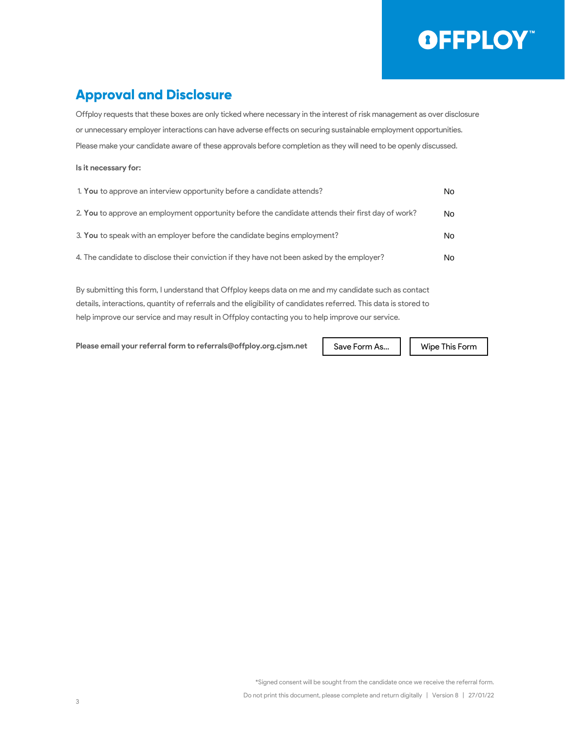## Approval and Disclosure

Offploy requests that these boxes are only ticked where necessary in the interest of risk management as over disclosure or unnecessary employer interactions can have adverse effects on securing sustainable employment opportunities. Please make your candidate aware of these approvals before completion as they will need to be openly discussed.

**Is it necessary for:**

| | |
|---|---|
| 1. **You** to approve an interview opportunity before a candidate attends? | No |
| 2. **You** to approve an employment opportunity before the candidate attends their first day of work? | No |
| 3. **You** to speak with an employer before the candidate begins employment? | No |
| 4. The candidate to disclose their conviction if they have not been asked by the employer? | No |

By submitting this form, I understand that Offploy keeps data on me and my candidate such as contact details, interactions, quantity of referrals and the eligibility of candidates referred. This data is stored to help improve our service and may result in Offploy contacting you to help improve our service.

**Please email your referral form to referrals@offploy.org.cjsm.net**

Save Form As... | Wipe This Form

*Signed consent will be sought from the candidate once we receive the referral form.

Do not print this document, please complete and return digitally | Version 8 | 27/01/22